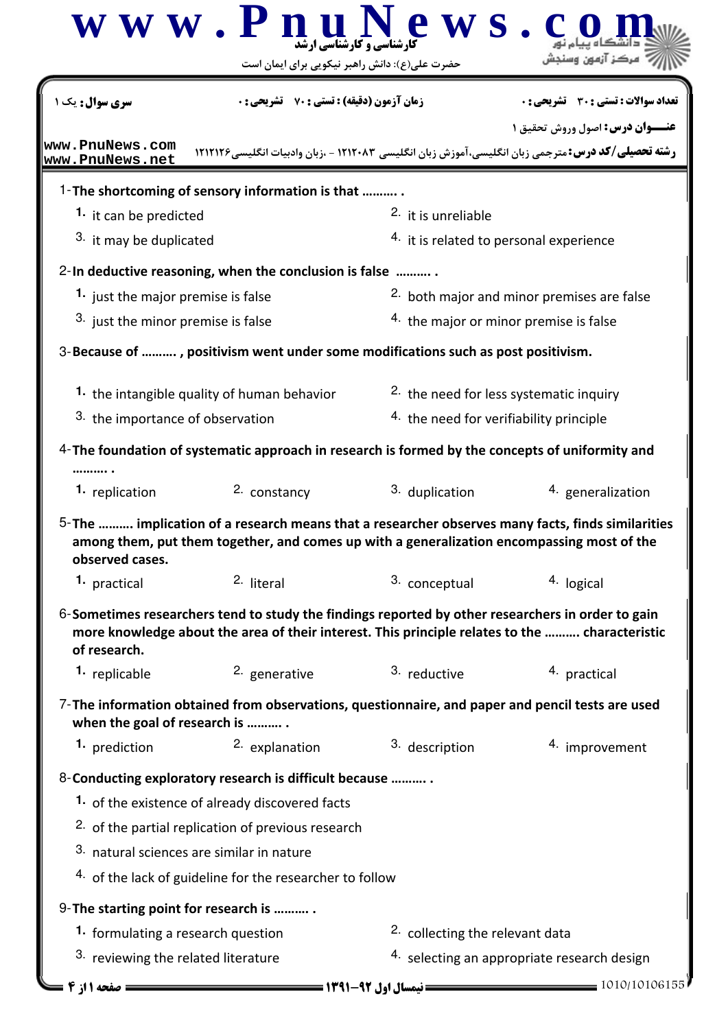سری سؤال: یک ۱

زمان آزمون (دقیقه) : تستی : ۷۰ تشریحی : ۰

تعداد سوالات : تستی : ۳۰ تشریحی : ۰

عنـــوان درس: اصول وروش تحقیق ۱

رشته تحصیلی/کد درس: مترجمی زبان انگلیسی،آموزش زبان انگلیسی ۱۲۱۲۰۸۳ - ،زبان وادبیات انگلیسی۱۲۱۲۱۲۶

1- **The shortcoming of sensory information is that ………. .**

1. it can be predicted
2. it is unreliable
3. it may be duplicated
4. it is related to personal experience

2- **In deductive reasoning, when the conclusion is false ………. .**

1. just the major premise is false
2. both major and minor premises are false
3. just the minor premise is false
4. the major or minor premise is false

3- **Because of ………. , positivism went under some modifications such as post positivism.**

1. the intangible quality of human behavior
2. the need for less systematic inquiry
3. the importance of observation
4. the need for verifiability principle

4- **The foundation of systematic approach in research is formed by the concepts of uniformity and ………. .**

1. replication
2. constancy
3. duplication
4. generalization

5- **The ………. implication of a research means that a researcher observes many facts, finds similarities among them, put them together, and comes up with a generalization encompassing most of the observed cases.**

1. practical
2. literal
3. conceptual
4. logical

6- **Sometimes researchers tend to study the findings reported by other researchers in order to gain more knowledge about the area of their interest. This principle relates to the ………. characteristic of research.**

1. replicable
2. generative
3. reductive
4. practical

7- **The information obtained from observations, questionnaire, and paper and pencil tests are used when the goal of research is ………. .**

1. prediction
2. explanation
3. description
4. improvement

8- **Conducting exploratory research is difficult because ………. .**

1. of the existence of already discovered facts
2. of the partial replication of previous research
3. natural sciences are similar in nature
4. of the lack of guideline for the researcher to follow

9- **The starting point for research is ………. .**

1. formulating a research question
2. collecting the relevant data
3. reviewing the related literature
4. selecting an appropriate research design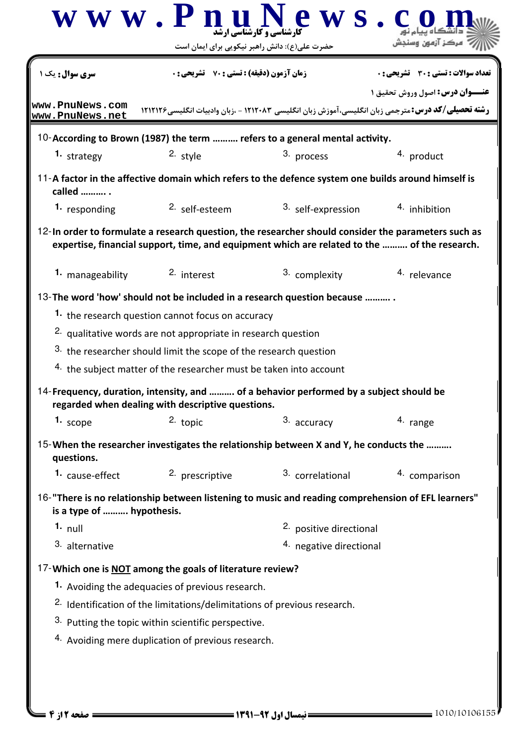سری سوال: یک ۱ | زمان آزمون (دقیقه) : تستی : ۷۰ تشریحی : ۰ | تعداد سوالات : تستی : ۳۰ تشریحی : ۰

عنـــوان درس: اصول وروش تحقیق ۱

رشته تحصیلی/کد درس: مترجمی زبان انگلیسی،آموزش زبان انگلیسی ۱۲۱۲۰۸۳ - ،زبان وادبیات انگلیسی۱۲۱۲۱۲۶

10- **According to Brown (1987) the term .......... refers to a general mental activity.**

1. strategy
2. style
3. process
4. product

11- **A factor in the affective domain which refers to the defence system one builds around himself is called .......... .**

1. responding
2. self-esteem
3. self-expression
4. inhibition

12- **In order to formulate a research question, the researcher should consider the parameters such as expertise, financial support, time, and equipment which are related to the .......... of the research.**

1. manageability
2. interest
3. complexity
4. relevance

13- **The word 'how' should not be included in a research question because .......... .**

1. the research question cannot focus on accuracy
2. qualitative words are not appropriate in research question
3. the researcher should limit the scope of the research question
4. the subject matter of the researcher must be taken into account

14- **Frequency, duration, intensity, and .......... of a behavior performed by a subject should be regarded when dealing with descriptive questions.**

1. scope
2. topic
3. accuracy
4. range

15- **When the researcher investigates the relationship between X and Y, he conducts the .......... questions.**

1. cause-effect
2. prescriptive
3. correlational
4. comparison

16- **"There is no relationship between listening to music and reading comprehension of EFL learners" is a type of .......... hypothesis.**

1. null
2. positive directional
3. alternative
4. negative directional

17- **Which one is NOT among the goals of literature review?**

1. Avoiding the adequacies of previous research.
2. Identification of the limitations/delimitations of previous research.
3. Putting the topic within scientific perspective.
4. Avoiding mere duplication of previous research.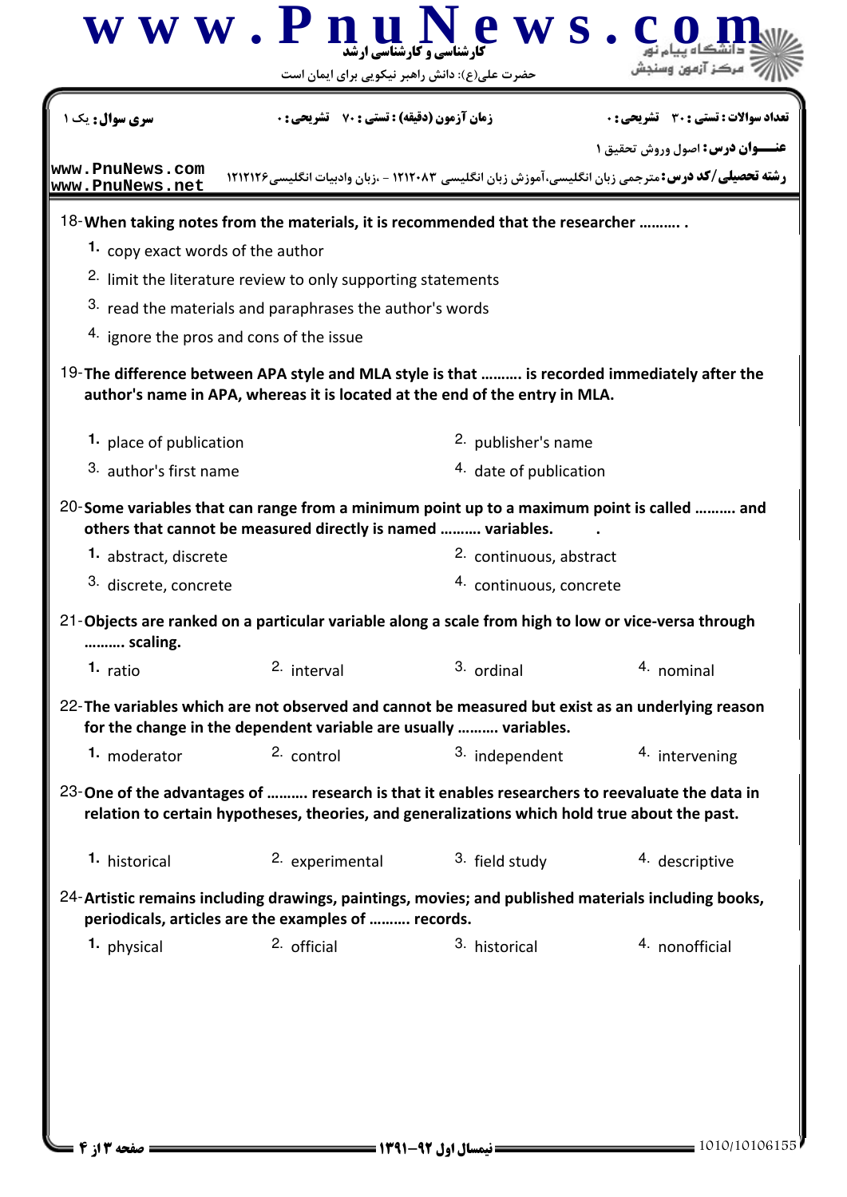سری سوال: یک ۱ | زمان آزمون (دقیقه) : تستی : ۷۰ تشریحی : ۰ | تعداد سوالات : تستی : ۳۰ تشریحی : ۰

عنـــوان درس: اصول وروش تحقیق ۱

رشته تحصیلی/کد درس: مترجمی زبان انگلیسی،آموزش زبان انگلیسی ۱۲۱۲۰۸۳ - ،زبان وادبیات انگلیسی۱۲۱۲۱۲۶

18- When taking notes from the materials, it is recommended that the researcher .......... .

1. copy exact words of the author
2. limit the literature review to only supporting statements
3. read the materials and paraphrases the author's words
4. ignore the pros and cons of the issue

19- The difference between APA style and MLA style is that .......... is recorded immediately after the author's name in APA, whereas it is located at the end of the entry in MLA.

1. place of publication
2. publisher's name
3. author's first name
4. date of publication

20- Some variables that can range from a minimum point up to a maximum point is called .......... and others that cannot be measured directly is named .......... variables.

1. abstract, discrete
2. continuous, abstract
3. discrete, concrete
4. continuous, concrete

21- Objects are ranked on a particular variable along a scale from high to low or vice-versa through .......... scaling.

1. ratio
2. interval
3. ordinal
4. nominal

22- The variables which are not observed and cannot be measured but exist as an underlying reason for the change in the dependent variable are usually .......... variables.

1. moderator
2. control
3. independent
4. intervening

23- One of the advantages of .......... research is that it enables researchers to reevaluate the data in relation to certain hypotheses, theories, and generalizations which hold true about the past.

1. historical
2. experimental
3. field study
4. descriptive

24- Artistic remains including drawings, paintings, movies; and published materials including books, periodicals, articles are the examples of .......... records.

1. physical
2. official
3. historical
4. nonofficial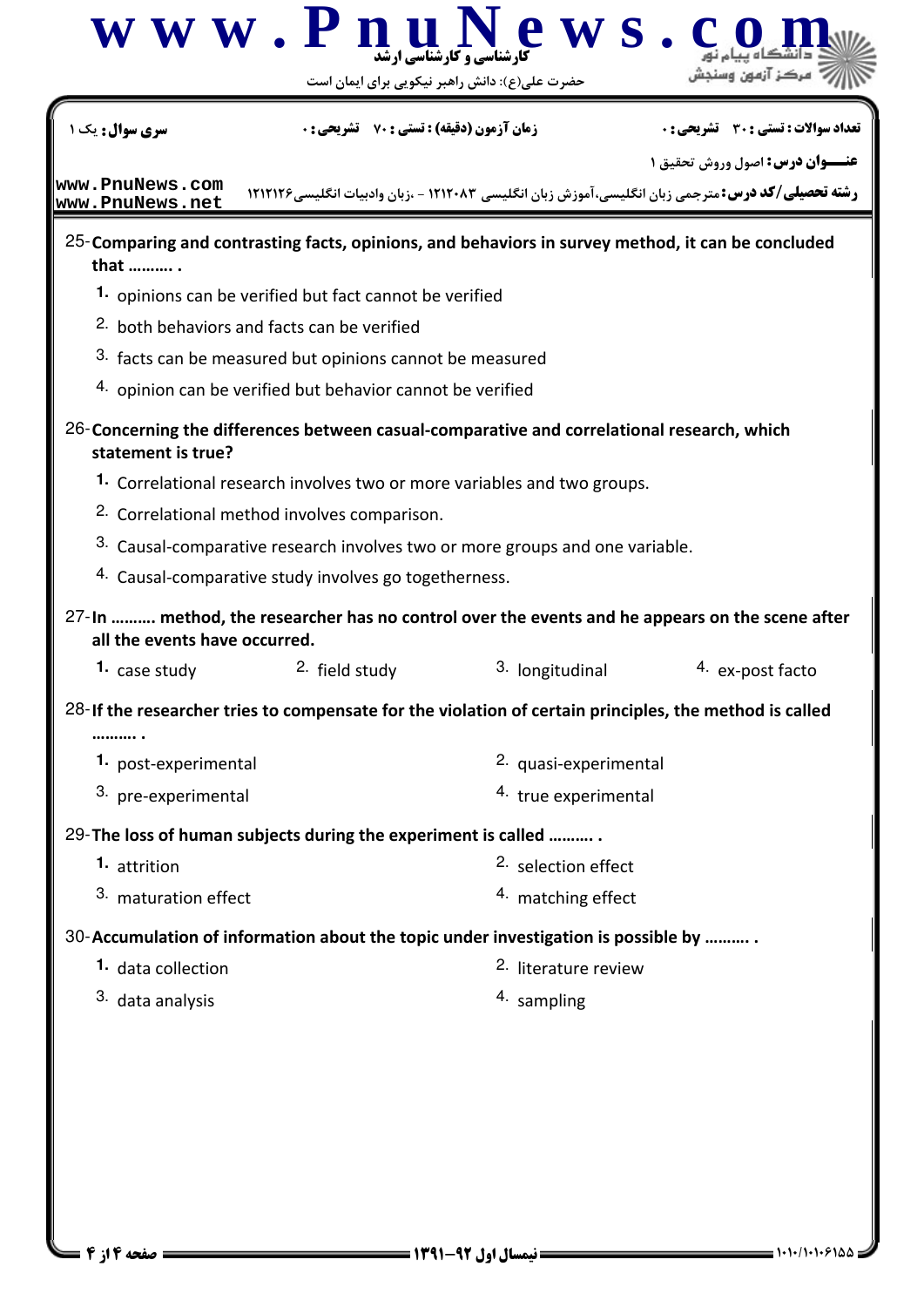25-**Comparing and contrasting facts, opinions, and behaviors in survey method, it can be concluded that .......... .**

1. opinions can be verified but fact cannot be verified
2. both behaviors and facts can be verified
3. facts can be measured but opinions cannot be measured
4. opinion can be verified but behavior cannot be verified

26-**Concerning the differences between casual-comparative and correlational research, which statement is true?**

1. Correlational research involves two or more variables and two groups.
2. Correlational method involves comparison.
3. Causal-comparative research involves two or more groups and one variable.
4. Causal-comparative study involves go togetherness.

27-**In .......... method, the researcher has no control over the events and he appears on the scene after all the events have occurred.**

1. case study
2. field study
3. longitudinal
4. ex-post facto

28-**If the researcher tries to compensate for the violation of certain principles, the method is called .......... .**

1. post-experimental
2. quasi-experimental
3. pre-experimental
4. true experimental

29-**The loss of human subjects during the experiment is called .......... .**

1. attrition
2. selection effect
3. maturation effect
4. matching effect

30-**Accumulation of information about the topic under investigation is possible by .......... .**

1. data collection
2. literature review
3. data analysis
4. sampling